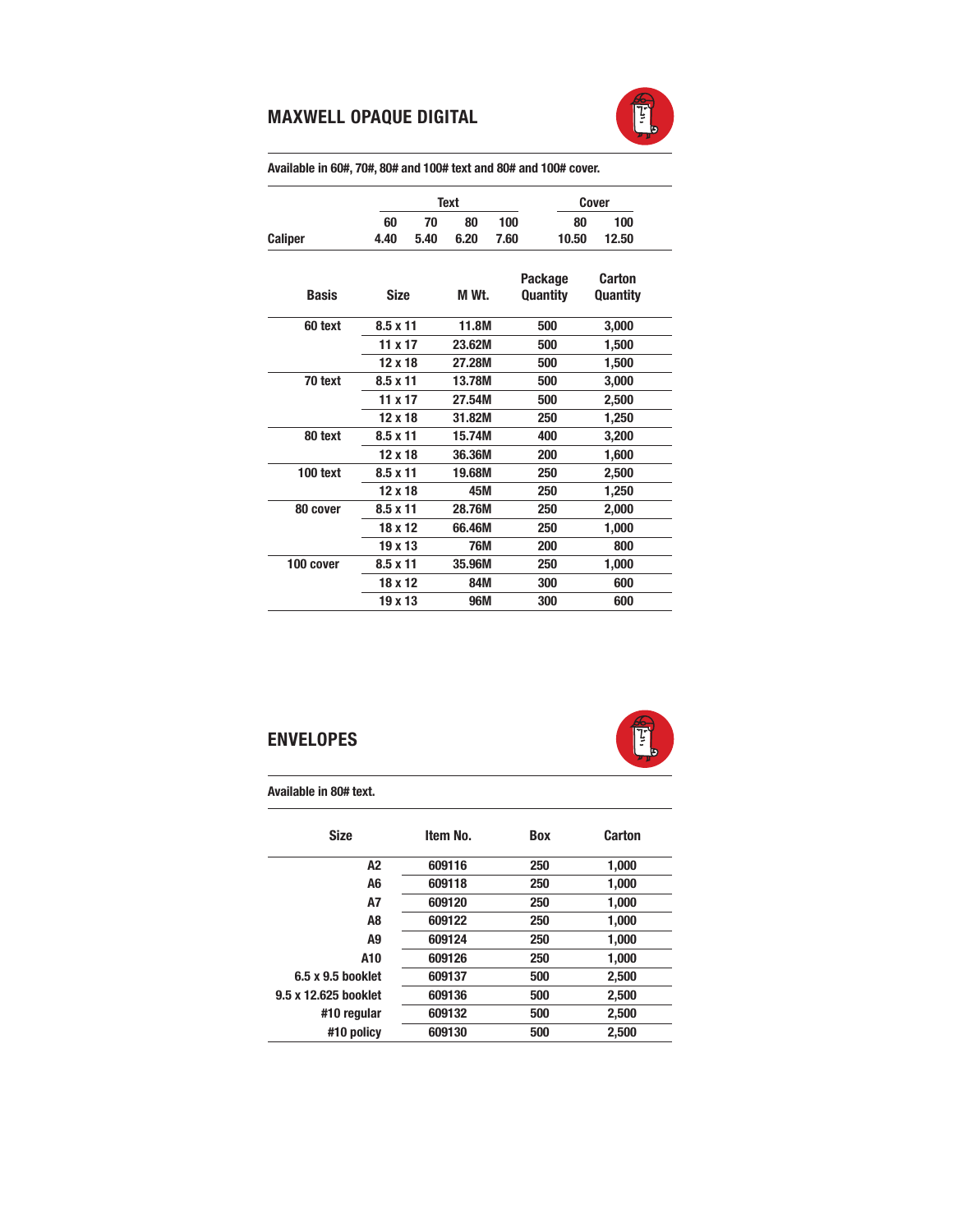## MAXWELL OPAQUE DIGITAL

**Available in 60#, 70#, 80# and 100# text and 80# and 100# cover.**

| | Text | | | | Cover | |
|---|---|---|---|---|---|---|
| | 60 | 70 | 80 | 100 | 80 | 100 |
| **Caliper** | 4.40 | 5.40 | 6.20 | 7.60 | 10.50 | 12.50 |

| Basis | Size | M Wt. | Package Quantity | Carton Quantity |
|---|---|---|---|---|
| 60 text | 8.5 x 11 | 11.8M | 500 | 3,000 |
| | 11 x 17 | 23.62M | 500 | 1,500 |
| | 12 x 18 | 27.28M | 500 | 1,500 |
| 70 text | 8.5 x 11 | 13.78M | 500 | 3,000 |
| | 11 x 17 | 27.54M | 500 | 2,500 |
| | 12 x 18 | 31.82M | 250 | 1,250 |
| 80 text | 8.5 x 11 | 15.74M | 400 | 3,200 |
| | 12 x 18 | 36.36M | 200 | 1,600 |
| 100 text | 8.5 x 11 | 19.68M | 250 | 2,500 |
| | 12 x 18 | 45M | 250 | 1,250 |
| 80 cover | 8.5 x 11 | 28.76M | 250 | 2,000 |
| | 18 x 12 | 66.46M | 250 | 1,000 |
| | 19 x 13 | 76M | 200 | 800 |
| 100 cover | 8.5 x 11 | 35.96M | 250 | 1,000 |
| | 18 x 12 | 84M | 300 | 600 |
| | 19 x 13 | 96M | 300 | 600 |

## ENVELOPES

**Available in 80# text.**

| Size | Item No. | Box | Carton |
|---|---|---|---|
| A2 | 609116 | 250 | 1,000 |
| A6 | 609118 | 250 | 1,000 |
| A7 | 609120 | 250 | 1,000 |
| A8 | 609122 | 250 | 1,000 |
| A9 | 609124 | 250 | 1,000 |
| A10 | 609126 | 250 | 1,000 |
| 6.5 x 9.5 booklet | 609137 | 500 | 2,500 |
| 9.5 x 12.625 booklet | 609136 | 500 | 2,500 |
| #10 regular | 609132 | 500 | 2,500 |
| #10 policy | 609130 | 500 | 2,500 |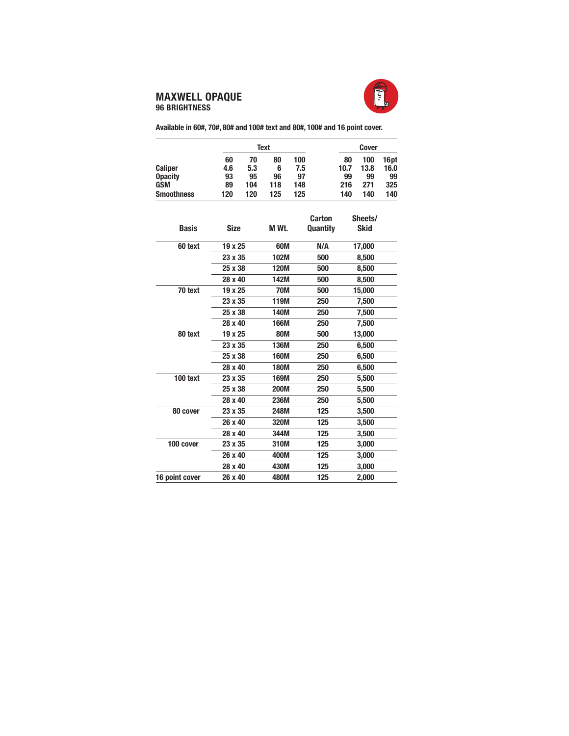# MAXWELL OPAQUE

## 96 BRIGHTNESS

**Available in 60#, 70#, 80# and 100# text and 80#, 100# and 16 point cover.**

| | Text | | | | Cover | | |
|---|---|---|---|---|---|---|---|
| | 60 | 70 | 80 | 100 | 80 | 100 | 16pt |
| Caliper | 4.6 | 5.3 | 6 | 7.5 | 10.7 | 13.8 | 16.0 |
| Opacity | 93 | 95 | 96 | 97 | 99 | 99 | 99 |
| GSM | 89 | 104 | 118 | 148 | 216 | 271 | 325 |
| Smoothness | 120 | 120 | 125 | 125 | 140 | 140 | 140 |

| Basis | Size | M Wt. | Carton Quantity | Sheets/ Skid |
|---|---|---|---|---|
| 60 text | 19 x 25 | 60M | N/A | 17,000 |
| | 23 x 35 | 102M | 500 | 8,500 |
| | 25 x 38 | 120M | 500 | 8,500 |
| | 28 x 40 | 142M | 500 | 8,500 |
| 70 text | 19 x 25 | 70M | 500 | 15,000 |
| | 23 x 35 | 119M | 250 | 7,500 |
| | 25 x 38 | 140M | 250 | 7,500 |
| | 28 x 40 | 166M | 250 | 7,500 |
| 80 text | 19 x 25 | 80M | 500 | 13,000 |
| | 23 x 35 | 136M | 250 | 6,500 |
| | 25 x 38 | 160M | 250 | 6,500 |
| | 28 x 40 | 180M | 250 | 6,500 |
| 100 text | 23 x 35 | 169M | 250 | 5,500 |
| | 25 x 38 | 200M | 250 | 5,500 |
| | 28 x 40 | 236M | 250 | 5,500 |
| 80 cover | 23 x 35 | 248M | 125 | 3,500 |
| | 26 x 40 | 320M | 125 | 3,500 |
| | 28 x 40 | 344M | 125 | 3,500 |
| 100 cover | 23 x 35 | 310M | 125 | 3,000 |
| | 26 x 40 | 400M | 125 | 3,000 |
| | 28 x 40 | 430M | 125 | 3,000 |
| 16 point cover | 26 x 40 | 480M | 125 | 2,000 |